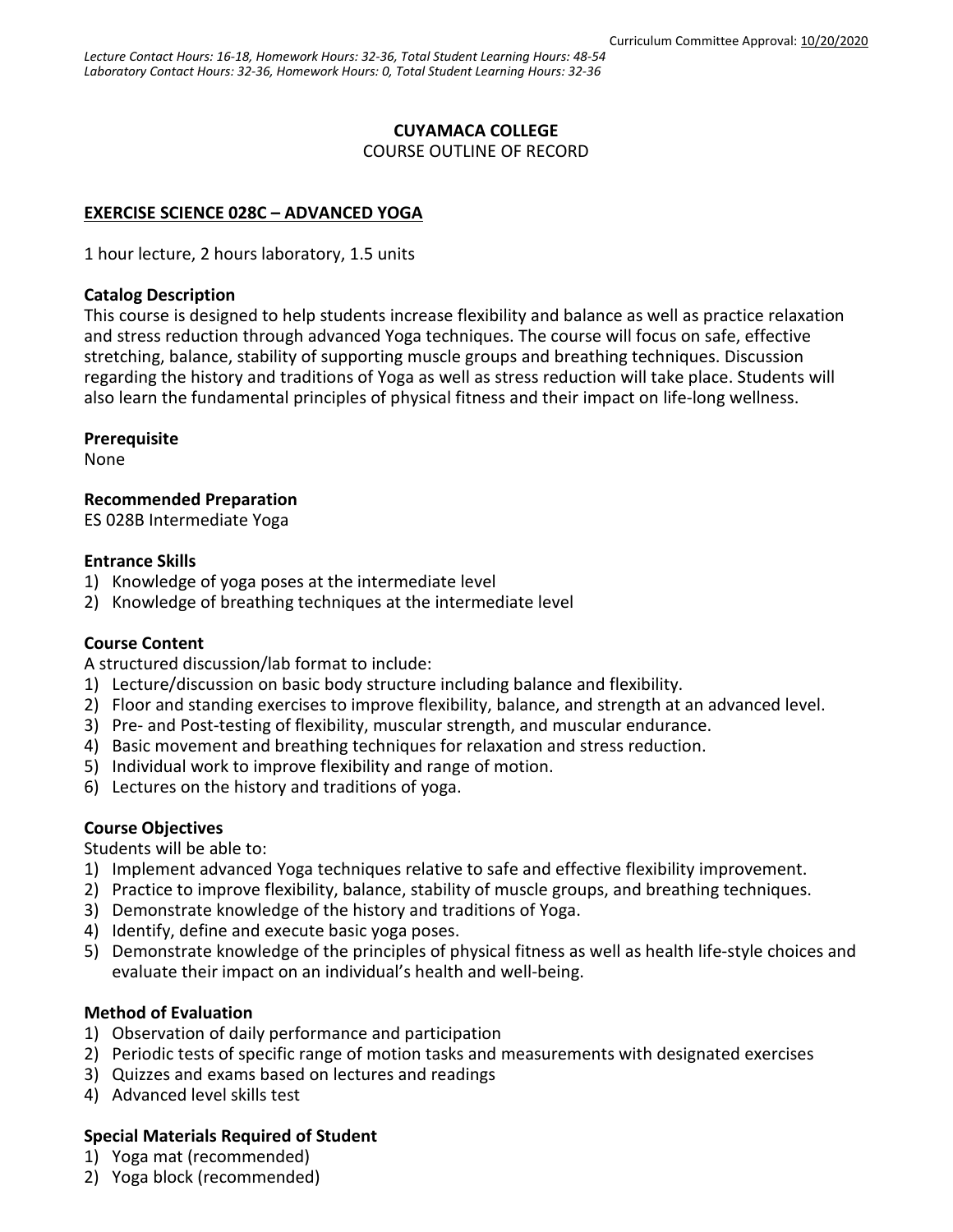Curriculum Committee Approval: 10/20/2020

*Lecture Contact Hours: 16-18, Homework Hours: 32-36, Total Student Learning Hours: 48-54*
*Laboratory Contact Hours: 32-36, Homework Hours: 0, Total Student Learning Hours: 32-36*

**CUYAMACA COLLEGE**
COURSE OUTLINE OF RECORD

**EXERCISE SCIENCE 028C – ADVANCED YOGA**

1 hour lecture, 2 hours laboratory, 1.5 units

**Catalog Description**
This course is designed to help students increase flexibility and balance as well as practice relaxation and stress reduction through advanced Yoga techniques. The course will focus on safe, effective stretching, balance, stability of supporting muscle groups and breathing techniques. Discussion regarding the history and traditions of Yoga as well as stress reduction will take place. Students will also learn the fundamental principles of physical fitness and their impact on life-long wellness.

**Prerequisite**
None

**Recommended Preparation**
ES 028B Intermediate Yoga

**Entrance Skills**
1) Knowledge of yoga poses at the intermediate level
2) Knowledge of breathing techniques at the intermediate level

**Course Content**
A structured discussion/lab format to include:
1) Lecture/discussion on basic body structure including balance and flexibility.
2) Floor and standing exercises to improve flexibility, balance, and strength at an advanced level.
3) Pre- and Post-testing of flexibility, muscular strength, and muscular endurance.
4) Basic movement and breathing techniques for relaxation and stress reduction.
5) Individual work to improve flexibility and range of motion.
6) Lectures on the history and traditions of yoga.

**Course Objectives**
Students will be able to:
1) Implement advanced Yoga techniques relative to safe and effective flexibility improvement.
2) Practice to improve flexibility, balance, stability of muscle groups, and breathing techniques.
3) Demonstrate knowledge of the history and traditions of Yoga.
4) Identify, define and execute basic yoga poses.
5) Demonstrate knowledge of the principles of physical fitness as well as health life-style choices and evaluate their impact on an individual's health and well-being.

**Method of Evaluation**
1) Observation of daily performance and participation
2) Periodic tests of specific range of motion tasks and measurements with designated exercises
3) Quizzes and exams based on lectures and readings
4) Advanced level skills test

**Special Materials Required of Student**
1) Yoga mat (recommended)
2) Yoga block (recommended)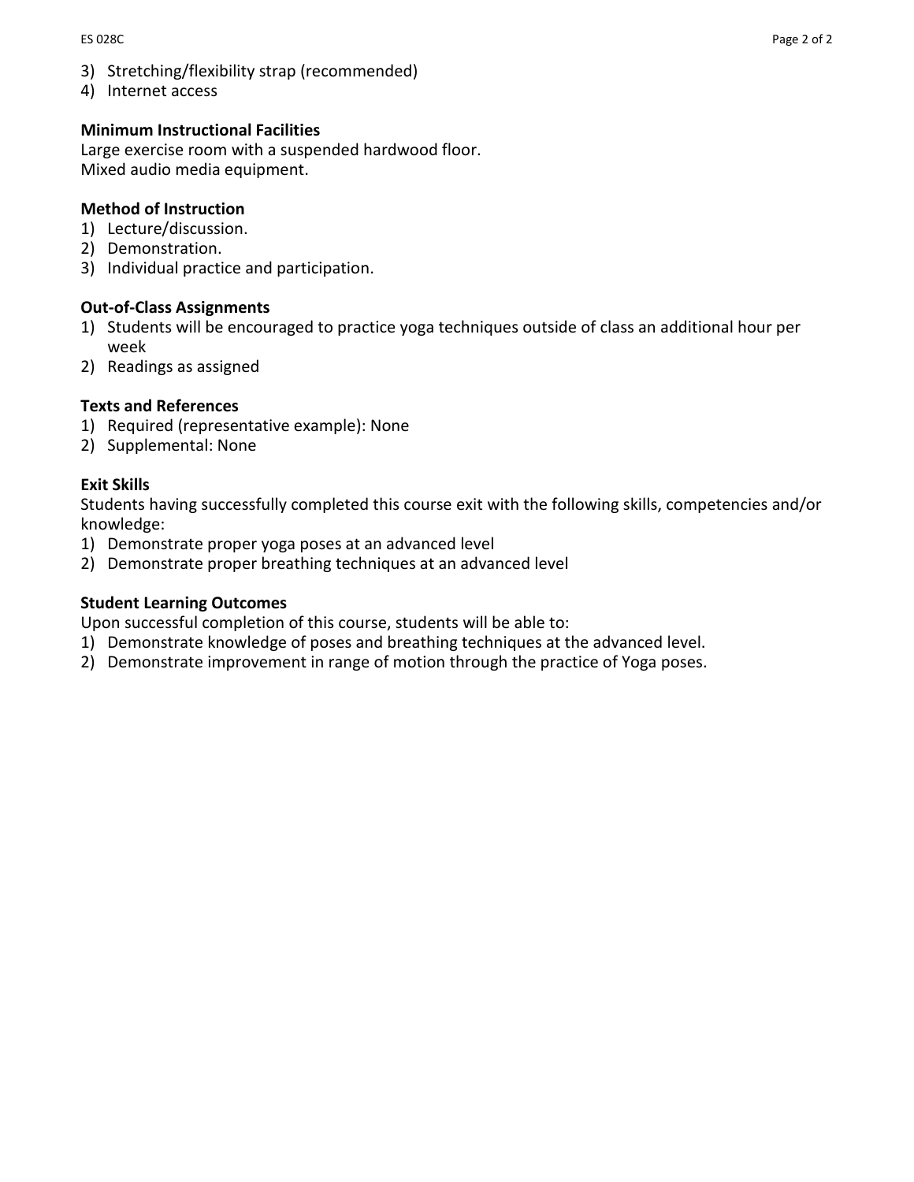3) Stretching/flexibility strap (recommended)
4) Internet access

**Minimum Instructional Facilities**

Large exercise room with a suspended hardwood floor.
Mixed audio media equipment.

**Method of Instruction**

1) Lecture/discussion.
2) Demonstration.
3) Individual practice and participation.

**Out-of-Class Assignments**

1) Students will be encouraged to practice yoga techniques outside of class an additional hour per week
2) Readings as assigned

**Texts and References**

1) Required (representative example): None
2) Supplemental: None

**Exit Skills**

Students having successfully completed this course exit with the following skills, competencies and/or knowledge:

1) Demonstrate proper yoga poses at an advanced level
2) Demonstrate proper breathing techniques at an advanced level

**Student Learning Outcomes**

Upon successful completion of this course, students will be able to:

1) Demonstrate knowledge of poses and breathing techniques at the advanced level.
2) Demonstrate improvement in range of motion through the practice of Yoga poses.